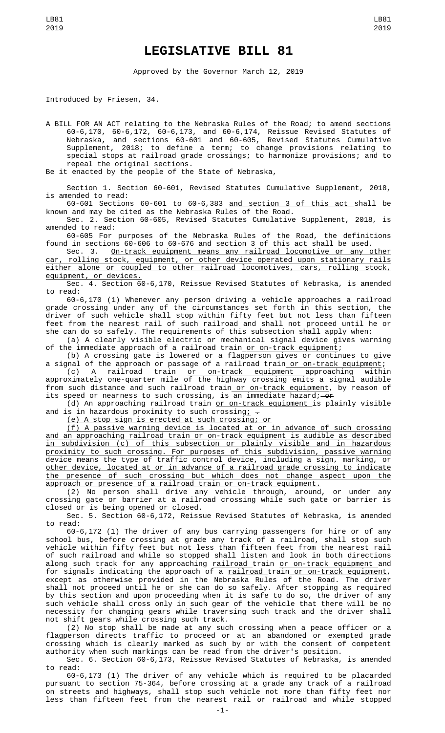# LEGISLATIVE BILL 81

Approved by the Governor March 12, 2019

Introduced by Friesen, 34.

A BILL FOR AN ACT relating to the Nebraska Rules of the Road; to amend sections 60-6,170, 60-6,172, 60-6,173, and 60-6,174, Reissue Revised Statutes of Nebraska, and sections 60-601 and 60-605, Revised Statutes Cumulative Supplement, 2018; to define a term; to change provisions relating to special stops at railroad grade crossings; to harmonize provisions; and to repeal the original sections.

Be it enacted by the people of the State of Nebraska,

Section 1. Section 60-601, Revised Statutes Cumulative Supplement, 2018, is amended to read:

60-601 Sections 60-601 to 60-6,383 and section 3 of this act shall be known and may be cited as the Nebraska Rules of the Road.

Sec. 2. Section 60-605, Revised Statutes Cumulative Supplement, 2018, is amended to read:

60-605 For purposes of the Nebraska Rules of the Road, the definitions found in sections 60-606 to 60-676 and section 3 of this act shall be used.

Sec. 3. On-track equipment means any railroad locomotive or any other car, rolling stock, equipment, or other device operated upon stationary rails either alone or coupled to other railroad locomotives, cars, rolling stock, equipment, or devices.

Sec. 4. Section 60-6,170, Reissue Revised Statutes of Nebraska, is amended to read:

60-6,170 (1) Whenever any person driving a vehicle approaches a railroad grade crossing under any of the circumstances set forth in this section, the driver of such vehicle shall stop within fifty feet but not less than fifteen feet from the nearest rail of such railroad and shall not proceed until he or she can do so safely. The requirements of this subsection shall apply when:

(a) A clearly visible electric or mechanical signal device gives warning of the immediate approach of a railroad train or on-track equipment;

(b) A crossing gate is lowered or a flagperson gives or continues to give a signal of the approach or passage of a railroad train or on-track equipment;

(c) A railroad train or on-track equipment approaching within approximately one-quarter mile of the highway crossing emits a signal audible from such distance and such railroad train or on-track equipment, by reason of its speed or nearness to such crossing, is an immediate hazard; or

(d) An approaching railroad train or on-track equipment is plainly visible and is in hazardous proximity to such crossing; .

(e) A stop sign is erected at such crossing; or

(f) A passive warning device is located at or in advance of such crossing and an approaching railroad train or on-track equipment is audible as described in subdivision (c) of this subsection or plainly visible and in hazardous proximity to such crossing. For purposes of this subdivision, passive warning device means the type of traffic control device, including a sign, marking, or other device, located at or in advance of a railroad grade crossing to indicate the presence of such crossing but which does not change aspect upon the approach or presence of a railroad train or on-track equipment.

(2) No person shall drive any vehicle through, around, or under any crossing gate or barrier at a railroad crossing while such gate or barrier is closed or is being opened or closed.

Sec. 5. Section 60-6,172, Reissue Revised Statutes of Nebraska, is amended to read:

60-6,172 (1) The driver of any bus carrying passengers for hire or of any school bus, before crossing at grade any track of a railroad, shall stop such vehicle within fifty feet but not less than fifteen feet from the nearest rail of such railroad and while so stopped shall listen and look in both directions along such track for any approaching railroad train or on-track equipment and for signals indicating the approach of a railroad train or on-track equipment, except as otherwise provided in the Nebraska Rules of the Road. The driver shall not proceed until he or she can do so safely. After stopping as required by this section and upon proceeding when it is safe to do so, the driver of any such vehicle shall cross only in such gear of the vehicle that there will be no necessity for changing gears while traversing such track and the driver shall not shift gears while crossing such track.

(2) No stop shall be made at any such crossing when a peace officer or a flagperson directs traffic to proceed or at an abandoned or exempted grade crossing which is clearly marked as such by or with the consent of competent authority when such markings can be read from the driver's position.

Sec. 6. Section 60-6,173, Reissue Revised Statutes of Nebraska, is amended to read:

60-6,173 (1) The driver of any vehicle which is required to be placarded pursuant to section 75-364, before crossing at a grade any track of a railroad on streets and highways, shall stop such vehicle not more than fifty feet nor less than fifteen feet from the nearest rail or railroad and while stopped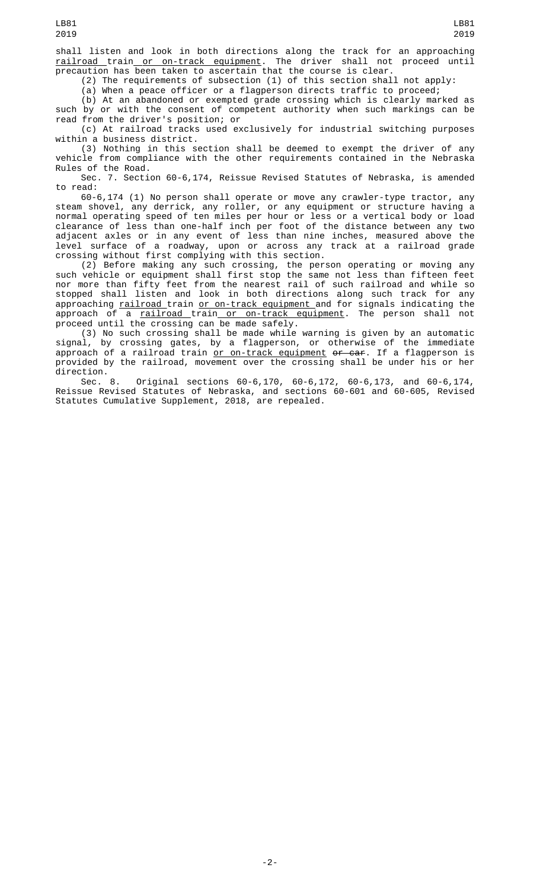shall listen and look in both directions along the track for an approaching railroad train or on-track equipment. The driver shall not proceed until precaution has been taken to ascertain that the course is clear.

(2) The requirements of subsection (1) of this section shall not apply:

(a) When a peace officer or a flagperson directs traffic to proceed;

(b) At an abandoned or exempted grade crossing which is clearly marked as such by or with the consent of competent authority when such markings can be read from the driver's position; or

(c) At railroad tracks used exclusively for industrial switching purposes within a business district.

(3) Nothing in this section shall be deemed to exempt the driver of any vehicle from compliance with the other requirements contained in the Nebraska Rules of the Road.

Sec. 7. Section 60-6,174, Reissue Revised Statutes of Nebraska, is amended to read:

60-6,174 (1) No person shall operate or move any crawler-type tractor, any steam shovel, any derrick, any roller, or any equipment or structure having a normal operating speed of ten miles per hour or less or a vertical body or load clearance of less than one-half inch per foot of the distance between any two adjacent axles or in any event of less than nine inches, measured above the level surface of a roadway, upon or across any track at a railroad grade crossing without first complying with this section.

(2) Before making any such crossing, the person operating or moving any such vehicle or equipment shall first stop the same not less than fifteen feet nor more than fifty feet from the nearest rail of such railroad and while so stopped shall listen and look in both directions along such track for any approaching railroad train or on-track equipment and for signals indicating the approach of a railroad train or on-track equipment. The person shall not proceed until the crossing can be made safely.

(3) No such crossing shall be made while warning is given by an automatic signal, by crossing gates, by a flagperson, or otherwise of the immediate approach of a railroad train or on-track equipment ~~or car~~. If a flagperson is provided by the railroad, movement over the crossing shall be under his or her direction.

Sec. 8. Original sections 60-6,170, 60-6,172, 60-6,173, and 60-6,174, Reissue Revised Statutes of Nebraska, and sections 60-601 and 60-605, Revised Statutes Cumulative Supplement, 2018, are repealed.